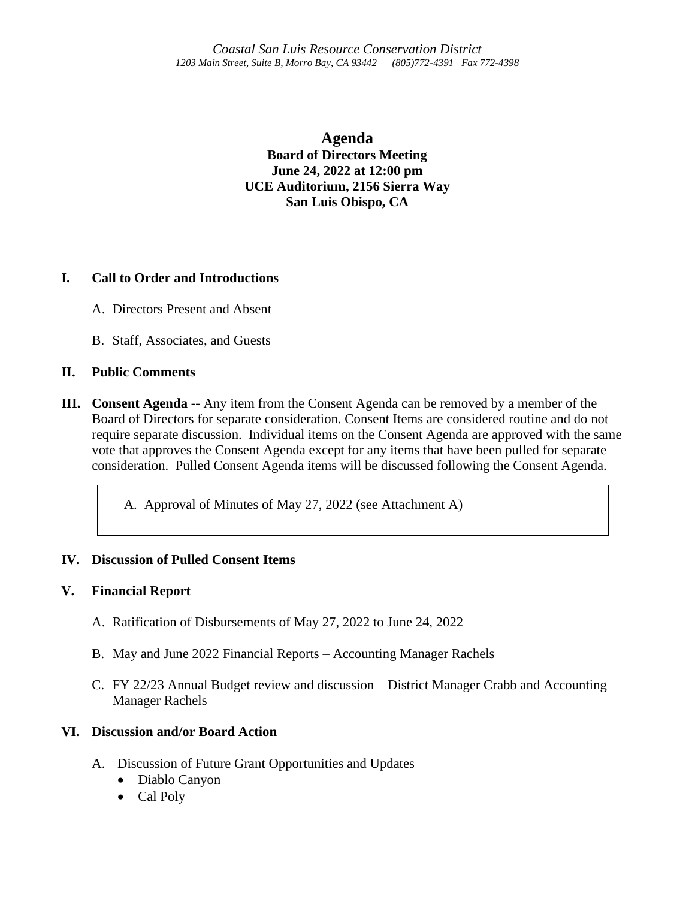*Coastal San Luis Resource Conservation District*
*1203 Main Street, Suite B, Morro Bay, CA 93442 (805)772-4391 Fax 772-4398*

# Agenda

**Board of Directors Meeting**
**June 24, 2022 at 12:00 pm**
**UCE Auditorium, 2156 Sierra Way**
**San Luis Obispo, CA**

## I. Call to Order and Introductions

A. Directors Present and Absent

B. Staff, Associates, and Guests

## II. Public Comments

## III. Consent Agenda

**Consent Agenda --** Any item from the Consent Agenda can be removed by a member of the Board of Directors for separate consideration. Consent Items are considered routine and do not require separate discussion. Individual items on the Consent Agenda are approved with the same vote that approves the Consent Agenda except for any items that have been pulled for separate consideration. Pulled Consent Agenda items will be discussed following the Consent Agenda.

A. Approval of Minutes of May 27, 2022 (see Attachment A)

## IV. Discussion of Pulled Consent Items

## V. Financial Report

A. Ratification of Disbursements of May 27, 2022 to June 24, 2022

B. May and June 2022 Financial Reports – Accounting Manager Rachels

C. FY 22/23 Annual Budget review and discussion – District Manager Crabb and Accounting Manager Rachels

## VI. Discussion and/or Board Action

A. Discussion of Future Grant Opportunities and Updates
- Diablo Canyon
- Cal Poly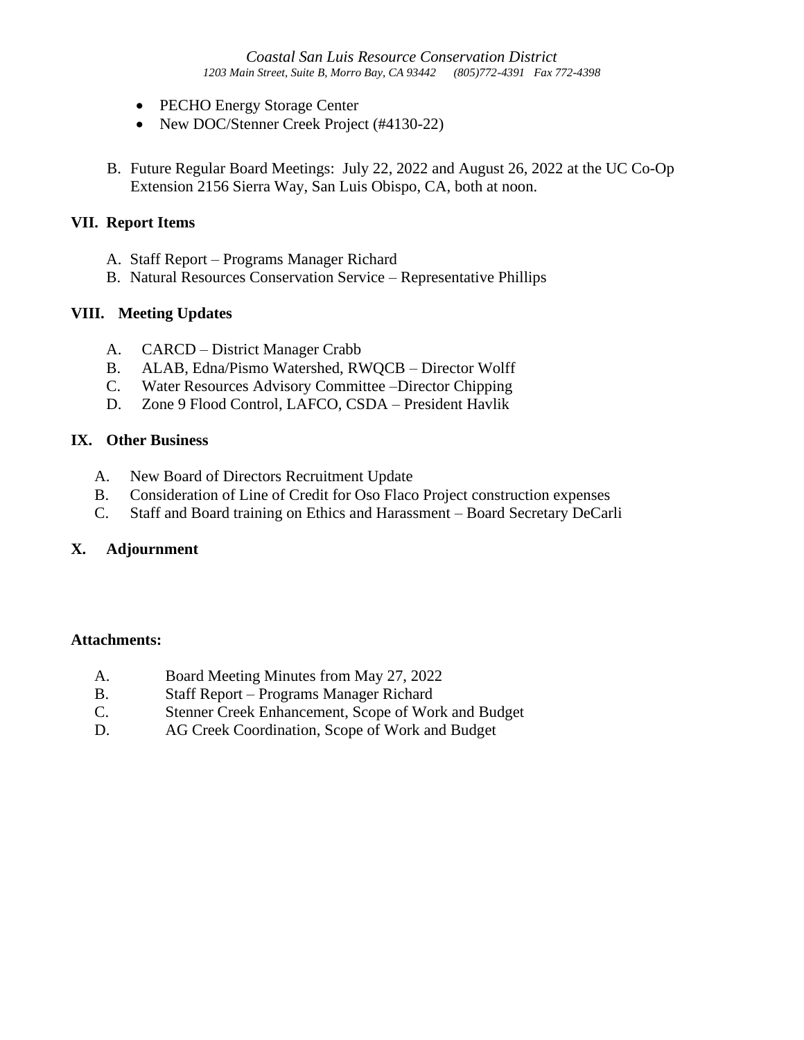- PECHO Energy Storage Center
- New DOC/Stenner Creek Project (#4130-22)

B. Future Regular Board Meetings: July 22, 2022 and August 26, 2022 at the UC Co-Op Extension 2156 Sierra Way, San Luis Obispo, CA, both at noon.

**VII. Report Items**

A. Staff Report – Programs Manager Richard
B. Natural Resources Conservation Service – Representative Phillips

**VIII. Meeting Updates**

A. CARCD – District Manager Crabb
B. ALAB, Edna/Pismo Watershed, RWQCB – Director Wolff
C. Water Resources Advisory Committee –Director Chipping
D. Zone 9 Flood Control, LAFCO, CSDA – President Havlik

**IX. Other Business**

A. New Board of Directors Recruitment Update
B. Consideration of Line of Credit for Oso Flaco Project construction expenses
C. Staff and Board training on Ethics and Harassment – Board Secretary DeCarli

**X. Adjournment**

**Attachments:**

A. Board Meeting Minutes from May 27, 2022
B. Staff Report – Programs Manager Richard
C. Stenner Creek Enhancement, Scope of Work and Budget
D. AG Creek Coordination, Scope of Work and Budget